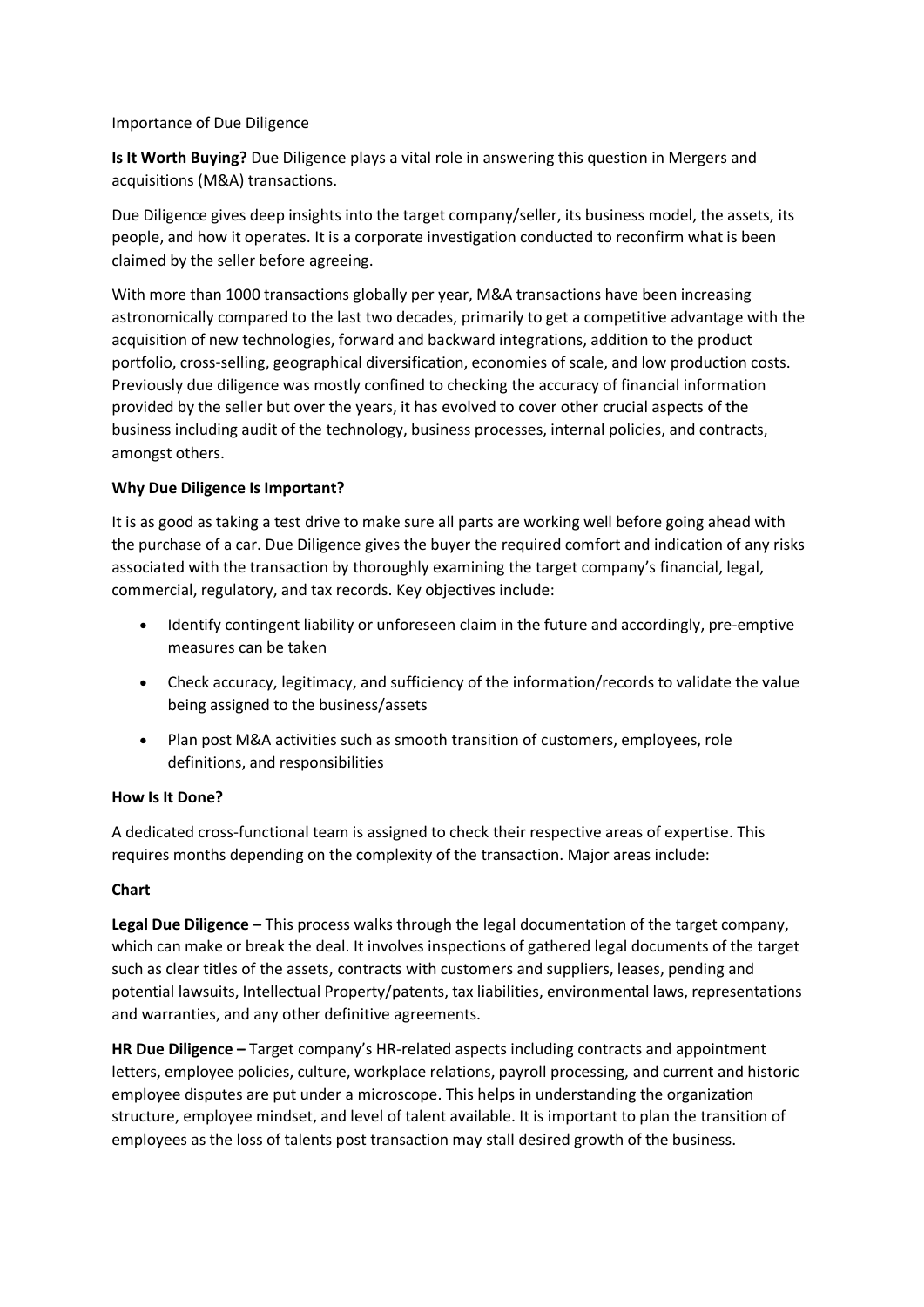Importance of Due Diligence

**Is It Worth Buying?** Due Diligence plays a vital role in answering this question in Mergers and acquisitions (M&A) transactions.

Due Diligence gives deep insights into the target company/seller, its business model, the assets, its people, and how it operates. It is a corporate investigation conducted to reconfirm what is been claimed by the seller before agreeing.

With more than 1000 transactions globally per year, M&A transactions have been increasing astronomically compared to the last two decades, primarily to get a competitive advantage with the acquisition of new technologies, forward and backward integrations, addition to the product portfolio, cross-selling, geographical diversification, economies of scale, and low production costs. Previously due diligence was mostly confined to checking the accuracy of financial information provided by the seller but over the years, it has evolved to cover other crucial aspects of the business including audit of the technology, business processes, internal policies, and contracts, amongst others.

**Why Due Diligence Is Important?**

It is as good as taking a test drive to make sure all parts are working well before going ahead with the purchase of a car. Due Diligence gives the buyer the required comfort and indication of any risks associated with the transaction by thoroughly examining the target company's financial, legal, commercial, regulatory, and tax records. Key objectives include:

- Identify contingent liability or unforeseen claim in the future and accordingly, pre-emptive measures can be taken
- Check accuracy, legitimacy, and sufficiency of the information/records to validate the value being assigned to the business/assets
- Plan post M&A activities such as smooth transition of customers, employees, role definitions, and responsibilities

**How Is It Done?**

A dedicated cross-functional team is assigned to check their respective areas of expertise. This requires months depending on the complexity of the transaction. Major areas include:

**Chart**

**Legal Due Diligence –** This process walks through the legal documentation of the target company, which can make or break the deal. It involves inspections of gathered legal documents of the target such as clear titles of the assets, contracts with customers and suppliers, leases, pending and potential lawsuits, Intellectual Property/patents, tax liabilities, environmental laws, representations and warranties, and any other definitive agreements.

**HR Due Diligence –** Target company's HR-related aspects including contracts and appointment letters, employee policies, culture, workplace relations, payroll processing, and current and historic employee disputes are put under a microscope. This helps in understanding the organization structure, employee mindset, and level of talent available. It is important to plan the transition of employees as the loss of talents post transaction may stall desired growth of the business.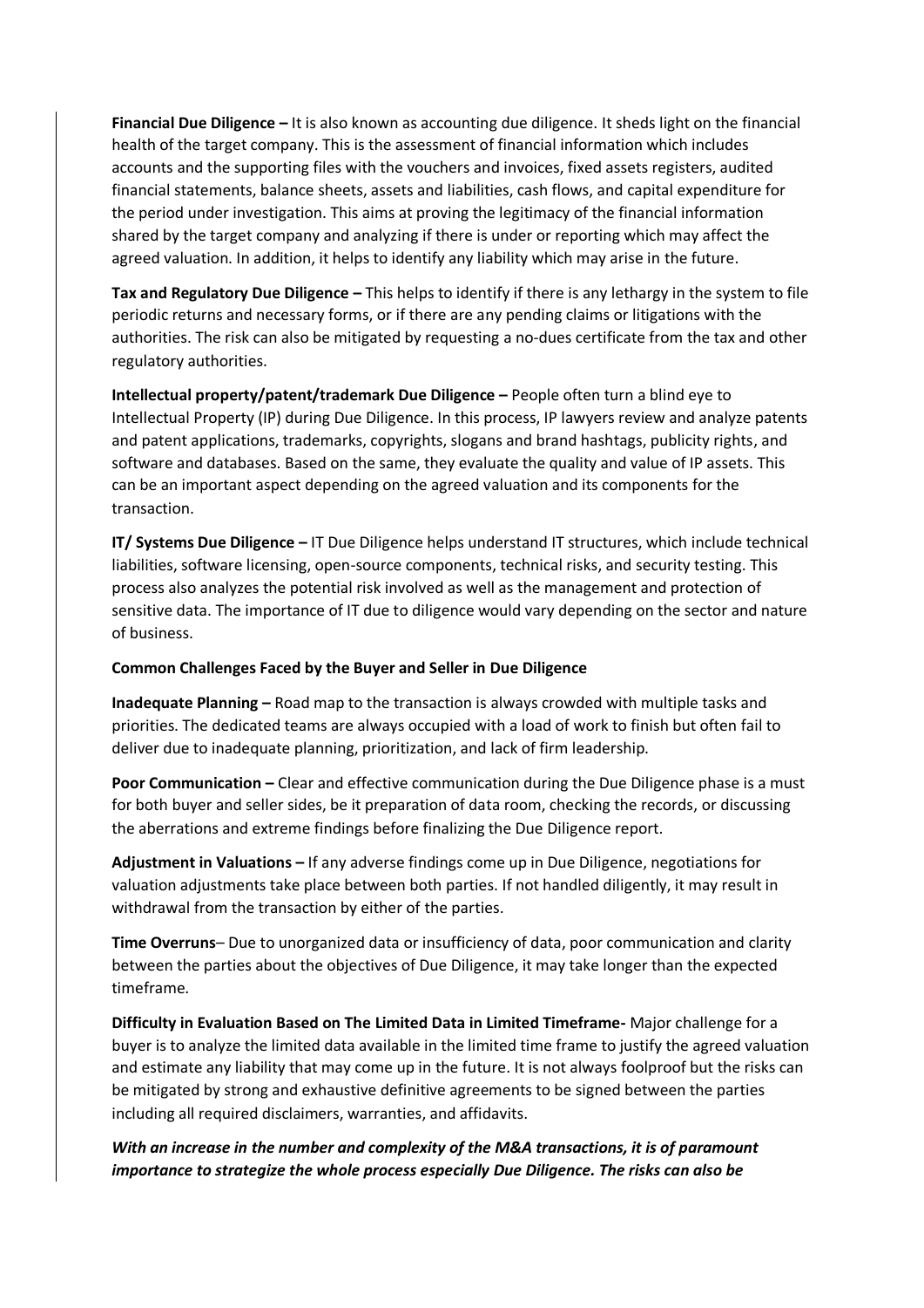**Financial Due Diligence –** It is also known as accounting due diligence. It sheds light on the financial health of the target company. This is the assessment of financial information which includes accounts and the supporting files with the vouchers and invoices, fixed assets registers, audited financial statements, balance sheets, assets and liabilities, cash flows, and capital expenditure for the period under investigation. This aims at proving the legitimacy of the financial information shared by the target company and analyzing if there is under or reporting which may affect the agreed valuation. In addition, it helps to identify any liability which may arise in the future.

**Tax and Regulatory Due Diligence –** This helps to identify if there is any lethargy in the system to file periodic returns and necessary forms, or if there are any pending claims or litigations with the authorities. The risk can also be mitigated by requesting a no-dues certificate from the tax and other regulatory authorities.

**Intellectual property/patent/trademark Due Diligence –** People often turn a blind eye to Intellectual Property (IP) during Due Diligence. In this process, IP lawyers review and analyze patents and patent applications, trademarks, copyrights, slogans and brand hashtags, publicity rights, and software and databases. Based on the same, they evaluate the quality and value of IP assets. This can be an important aspect depending on the agreed valuation and its components for the transaction.

**IT/ Systems Due Diligence –** IT Due Diligence helps understand IT structures, which include technical liabilities, software licensing, open-source components, technical risks, and security testing. This process also analyzes the potential risk involved as well as the management and protection of sensitive data. The importance of IT due to diligence would vary depending on the sector and nature of business.

**Common Challenges Faced by the Buyer and Seller in Due Diligence**

**Inadequate Planning –** Road map to the transaction is always crowded with multiple tasks and priorities. The dedicated teams are always occupied with a load of work to finish but often fail to deliver due to inadequate planning, prioritization, and lack of firm leadership.

**Poor Communication –** Clear and effective communication during the Due Diligence phase is a must for both buyer and seller sides, be it preparation of data room, checking the records, or discussing the aberrations and extreme findings before finalizing the Due Diligence report.

**Adjustment in Valuations –** If any adverse findings come up in Due Diligence, negotiations for valuation adjustments take place between both parties. If not handled diligently, it may result in withdrawal from the transaction by either of the parties.

**Time Overruns**– Due to unorganized data or insufficiency of data, poor communication and clarity between the parties about the objectives of Due Diligence, it may take longer than the expected timeframe.

**Difficulty in Evaluation Based on The Limited Data in Limited Timeframe-** Major challenge for a buyer is to analyze the limited data available in the limited time frame to justify the agreed valuation and estimate any liability that may come up in the future. It is not always foolproof but the risks can be mitigated by strong and exhaustive definitive agreements to be signed between the parties including all required disclaimers, warranties, and affidavits.

***With an increase in the number and complexity of the M&A transactions, it is of paramount importance to strategize the whole process especially Due Diligence. The risks can also be***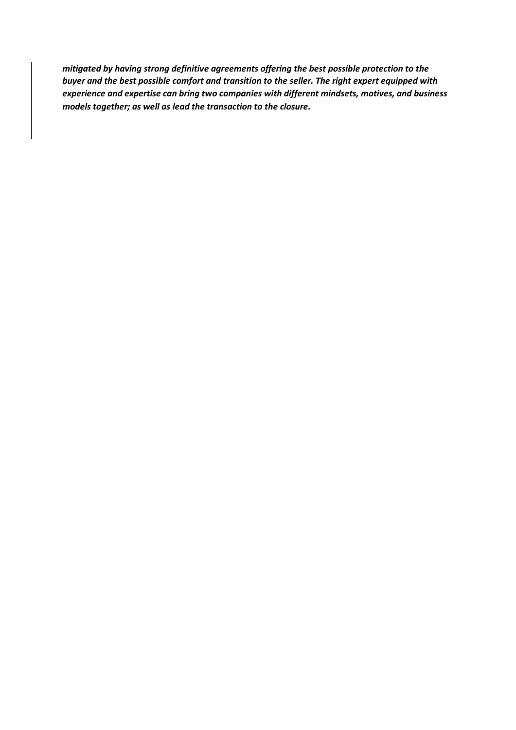***mitigated by having strong definitive agreements offering the best possible protection to the buyer and the best possible comfort and transition to the seller. The right expert equipped with experience and expertise can bring two companies with different mindsets, motives, and business models together; as well as lead the transaction to the closure.***